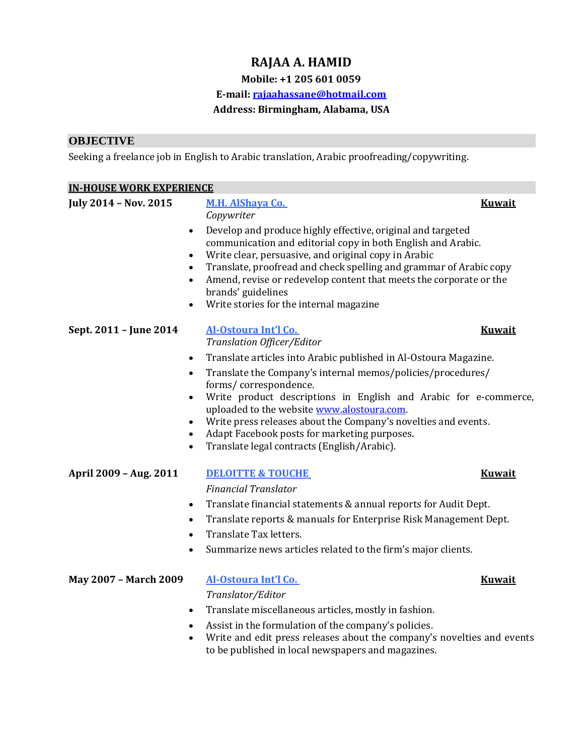# RAJAA A. HAMID

**Mobile: +1 205 601 0059**

**E-mail: [rajaahassane@hotmail.com](mailto:rajaahassane@hotmail.com)**

**Address: Birmingham, Alabama, USA**

## OBJECTIVE

Seeking a freelance job in English to Arabic translation, Arabic proofreading/copywriting.

## IN-HOUSE WORK EXPERIENCE

**July 2014 – Nov. 2015** — **M.H. AlShaya Co.** — **Kuwait**

*Copywriter*

- Develop and produce highly effective, original and targeted communication and editorial copy in both English and Arabic.
- Write clear, persuasive, and original copy in Arabic
- Translate, proofread and check spelling and grammar of Arabic copy
- Amend, revise or redevelop content that meets the corporate or the brands' guidelines
- Write stories for the internal magazine

**Sept. 2011 – June 2014** — **Al-Ostoura Int'l Co.** — **Kuwait**

*Translation Officer/Editor*

- Translate articles into Arabic published in Al-Ostoura Magazine.
- Translate the Company's internal memos/policies/procedures/ forms/ correspondence.
- Write product descriptions in English and Arabic for e-commerce, uploaded to the website www.alostoura.com.
- Write press releases about the Company's novelties and events.
- Adapt Facebook posts for marketing purposes.
- Translate legal contracts (English/Arabic).

**April 2009 – Aug. 2011** — **DELOITTE & TOUCHE** — **Kuwait**

*Financial Translator*

- Translate financial statements & annual reports for Audit Dept.
- Translate reports & manuals for Enterprise Risk Management Dept.
- Translate Tax letters.
- Summarize news articles related to the firm's major clients.

**May 2007 – March 2009** — **Al-Ostoura Int'l Co.** — **Kuwait**

*Translator/Editor*

- Translate miscellaneous articles, mostly in fashion.
- Assist in the formulation of the company's policies.
- Write and edit press releases about the company's novelties and events to be published in local newspapers and magazines.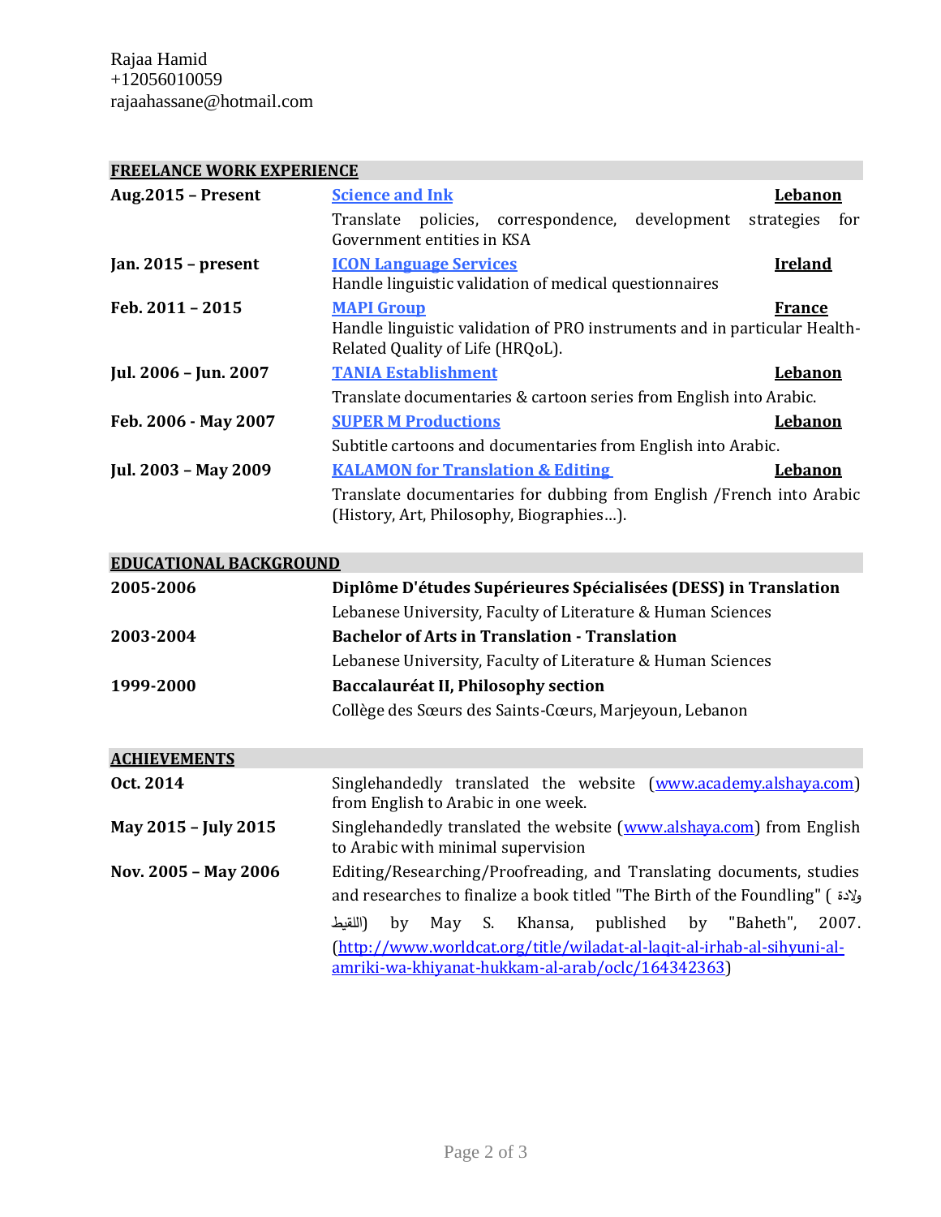Rajaa Hamid
+12056010059
rajaahassane@hotmail.com

## FREELANCE WORK EXPERIENCE

**Aug.2015 – Present** — **[Science and Ink](#)** — **Lebanon**
Translate policies, correspondence, development strategies for Government entities in KSA

**Jan. 2015 – present** — **[ICON Language Services](#)** — **Ireland**
Handle linguistic validation of medical questionnaires

**Feb. 2011 – 2015** — **[MAPI Group](#)** — **France**
Handle linguistic validation of PRO instruments and in particular Health-Related Quality of Life (HRQoL).

**Jul. 2006 – Jun. 2007** — **[TANIA Establishment](#)** — **Lebanon**
Translate documentaries & cartoon series from English into Arabic.

**Feb. 2006 - May 2007** — **[SUPER M Productions](#)** — **Lebanon**
Subtitle cartoons and documentaries from English into Arabic.

**Jul. 2003 – May 2009** — **[KALAMON for Translation & Editing](#)** — **Lebanon**
Translate documentaries for dubbing from English /French into Arabic (History, Art, Philosophy, Biographies…).

## EDUCATIONAL BACKGROUND

**2005-2006** — **Diplôme D'études Supérieures Spécialisées (DESS) in Translation**
Lebanese University, Faculty of Literature & Human Sciences

**2003-2004** — **Bachelor of Arts in Translation - Translation**
Lebanese University, Faculty of Literature & Human Sciences

**1999-2000** — **Baccalauréat II, Philosophy section**
Collège des Sœurs des Saints-Cœurs, Marjeyoun, Lebanon

## ACHIEVEMENTS

**Oct. 2014** — Singlehandedly translated the website (www.academy.alshaya.com) from English to Arabic in one week.

**May 2015 – July 2015** — Singlehandedly translated the website (www.alshaya.com) from English to Arabic with minimal supervision

**Nov. 2005 – May 2006** — Editing/Researching/Proofreading, and Translating documents, studies and researches to finalize a book titled "The Birth of the Foundling" (ولادة اللقيط) by May S. Khansa, published by "Baheth", 2007. (http://www.worldcat.org/title/wiladat-al-laqit-al-irhab-al-sihyuni-al-amriki-wa-khiyanat-hukkam-al-arab/oclc/164342363)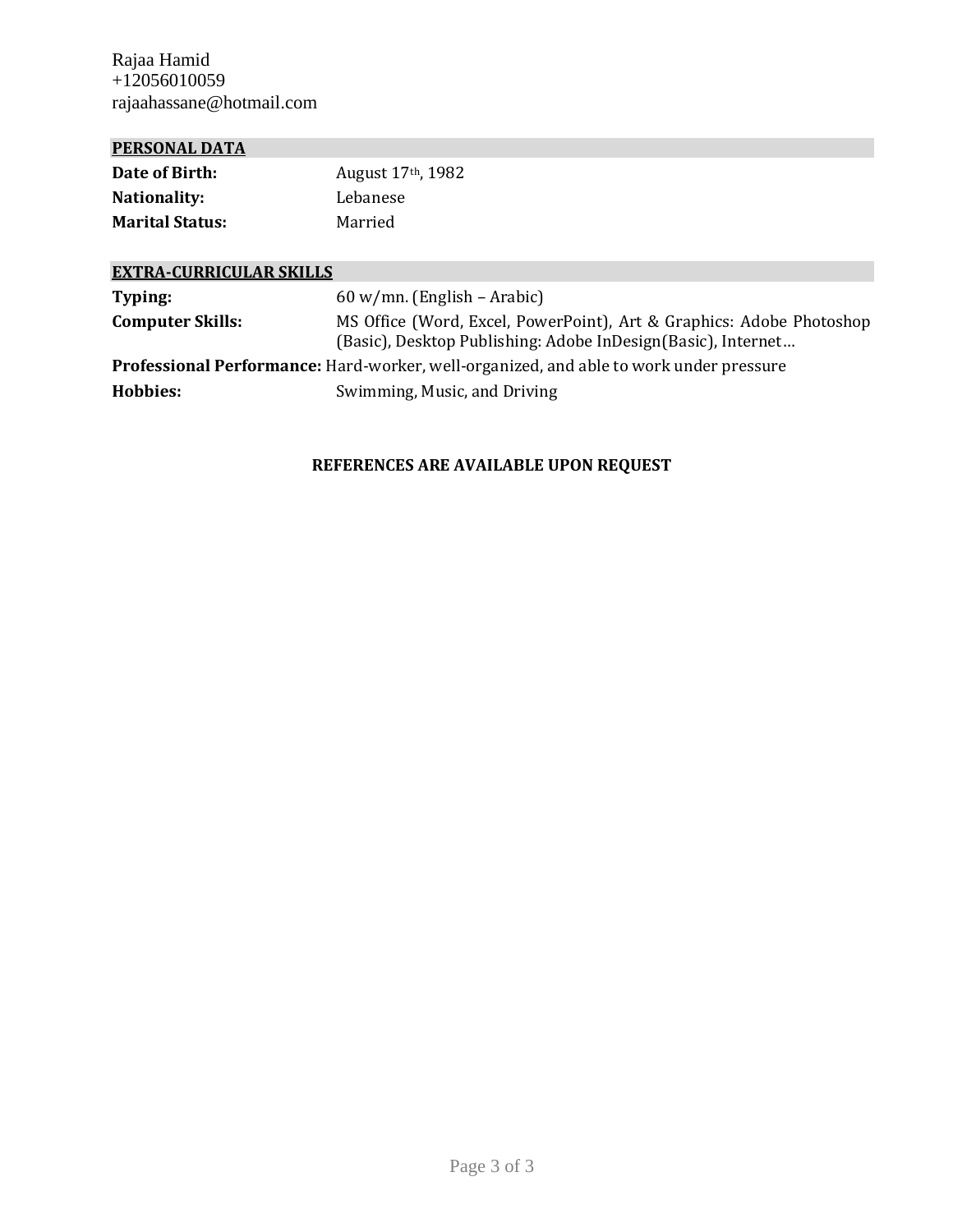Rajaa Hamid
+12056010059
rajaahassane@hotmail.com

## PERSONAL DATA

| | |
|---|---|
| **Date of Birth:** | August 17th, 1982 |
| **Nationality:** | Lebanese |
| **Marital Status:** | Married |

## EXTRA-CURRICULAR SKILLS

| | |
|---|---|
| **Typing:** | 60 w/mn. (English – Arabic) |
| **Computer Skills:** | MS Office (Word, Excel, PowerPoint), Art & Graphics: Adobe Photoshop (Basic), Desktop Publishing: Adobe InDesign(Basic), Internet… |

**Professional Performance:** Hard-worker, well-organized, and able to work under pressure

| | |
|---|---|
| **Hobbies:** | Swimming, Music, and Driving |

**REFERENCES ARE AVAILABLE UPON REQUEST**